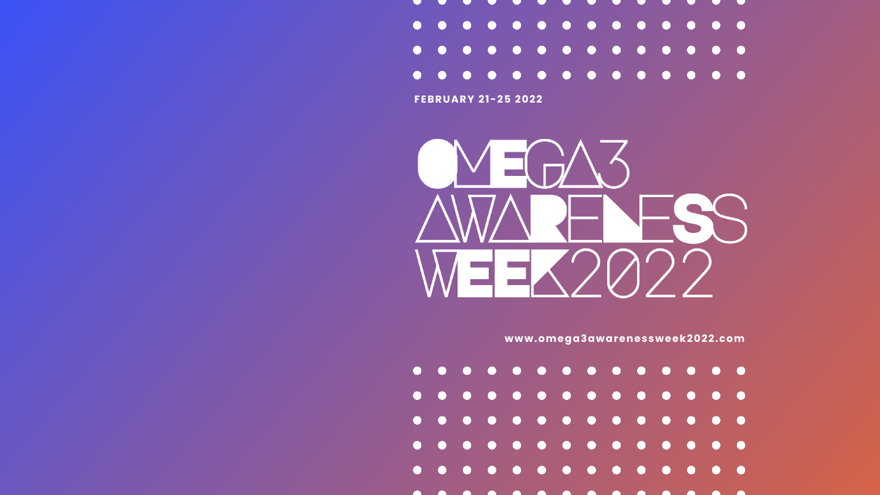FEBRUARY 21-25 2022

# OMEGA3 AWARENESS WEEK2022

www.omega3awarenessweek2022.com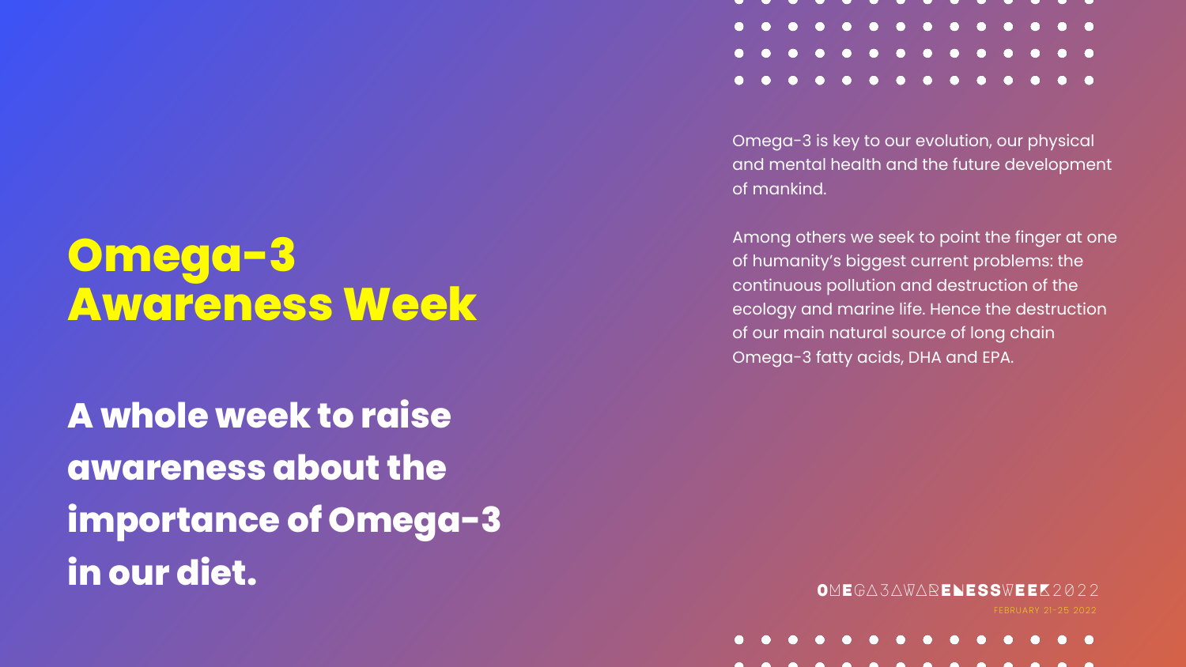# Omega-3 Awareness Week

## A whole week to raise awareness about the importance of Omega-3 in our diet.

Omega-3 is key to our evolution, our physical and mental health and the future development of mankind.

Among others we seek to point the finger at one of humanity's biggest current problems: the continuous pollution and destruction of the ecology and marine life. Hence the destruction of our main natural source of long chain Omega-3 fatty acids, DHA and EPA.

OMEGA3AWARENESSWEEK2022

FEBRUARY 21-25 2022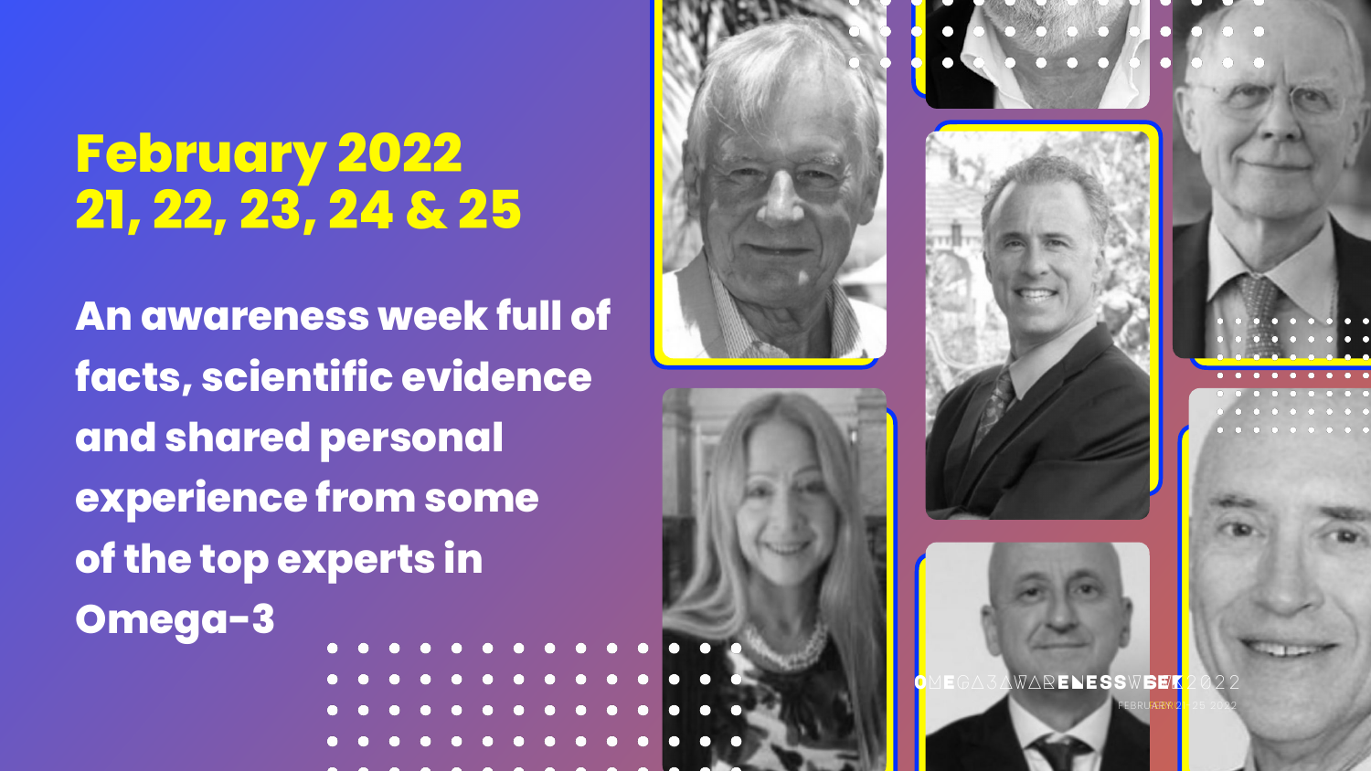# February 2022
# 21, 22, 23, 24 & 25

**An awareness week full of facts, scientific evidence and shared personal experience from some of the top experts in Omega-3**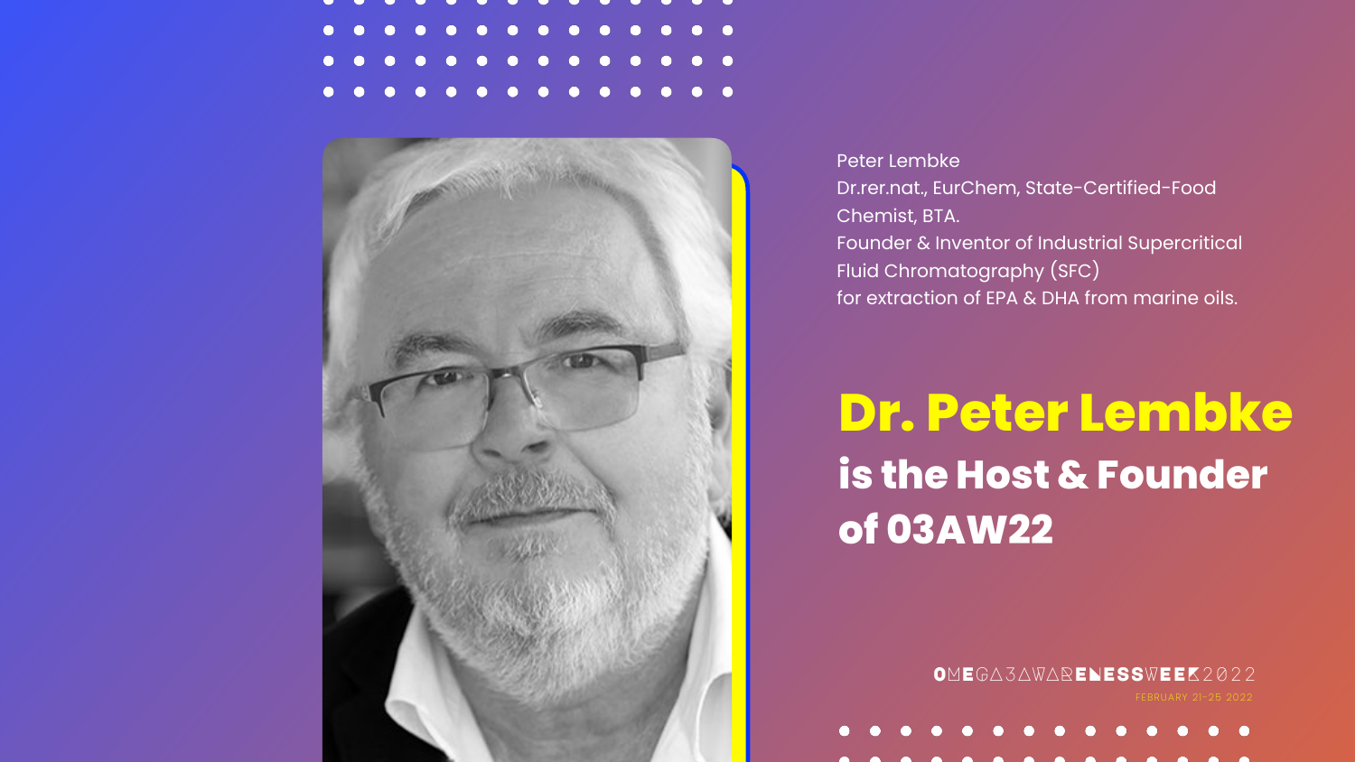Peter Lembke
Dr.rer.nat., EurChem, State-Certified-Food Chemist, BTA.
Founder & Inventor of Industrial Supercritical Fluid Chromatography (SFC) for extraction of EPA & DHA from marine oils.

# Dr. Peter Lembke

## is the Host & Founder of O3AW22

OMEGA3AWARENESSWEEK2022
FEBRUARY 21-25 2022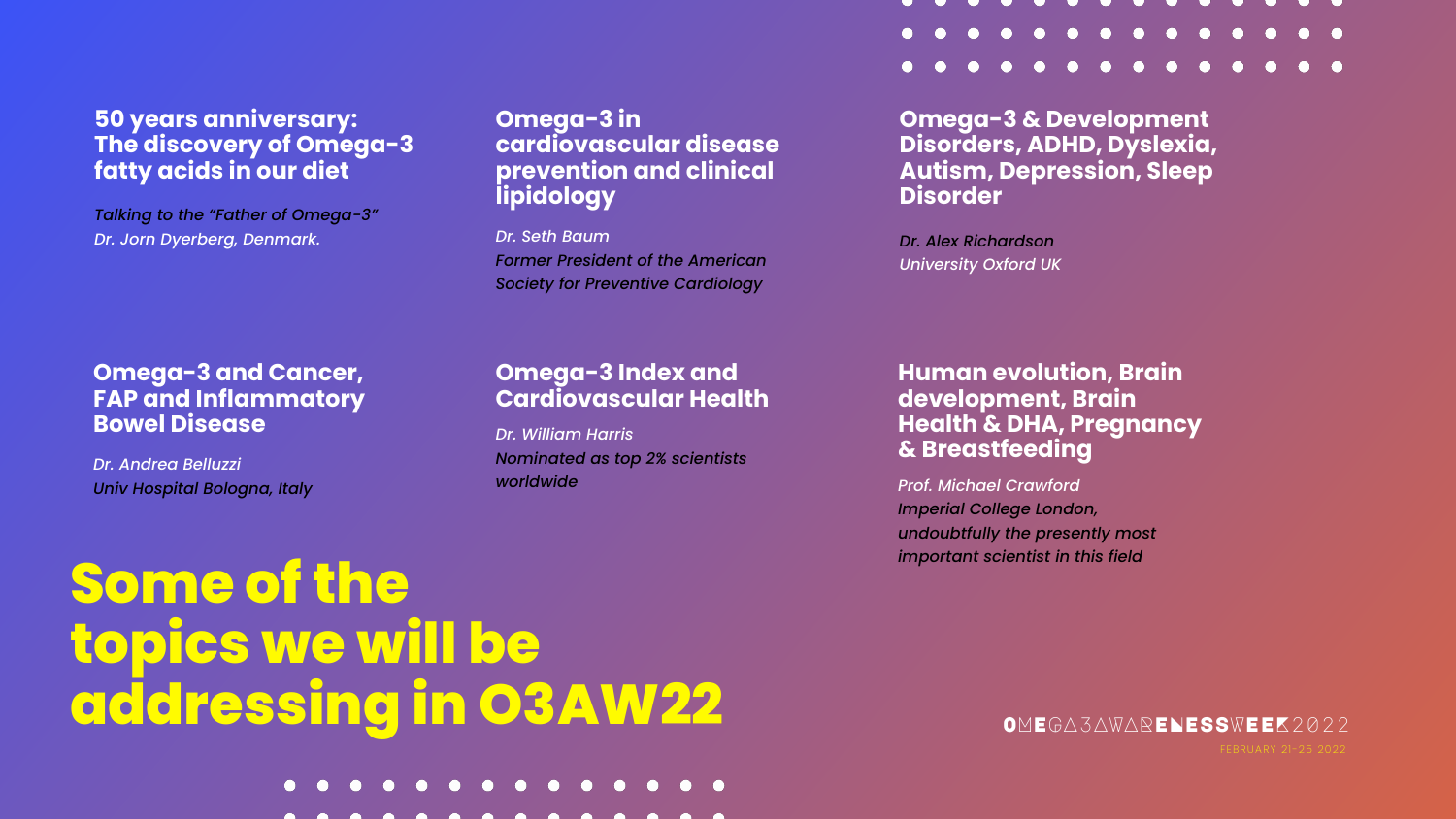### 50 years anniversary: The discovery of Omega-3 fatty acids in our diet

*Talking to the "Father of Omega-3"*
*Dr. Jorn Dyerberg, Denmark.*

### Omega-3 in cardiovascular disease prevention and clinical lipidology

*Dr. Seth Baum*
*Former President of the American Society for Preventive Cardiology*

### Omega-3 & Development Disorders, ADHD, Dyslexia, Autism, Depression, Sleep Disorder

*Dr. Alex Richardson*
*University Oxford UK*

### Omega-3 and Cancer, FAP and Inflammatory Bowel Disease

*Dr. Andrea Belluzzi*
*Univ Hospital Bologna, Italy*

### Omega-3 Index and Cardiovascular Health

*Dr. William Harris*
*Nominated as top 2% scientists worldwide*

### Human evolution, Brain development, Brain Health & DHA, Pregnancy & Breastfeeding

*Prof. Michael Crawford*
*Imperial College London, undoubtfully the presently most important scientist in this field*

# Some of the topics we will be addressing in O3AW22

OMEGA3AWARENESSWEEK2022
FEBRUARY 21-25 2022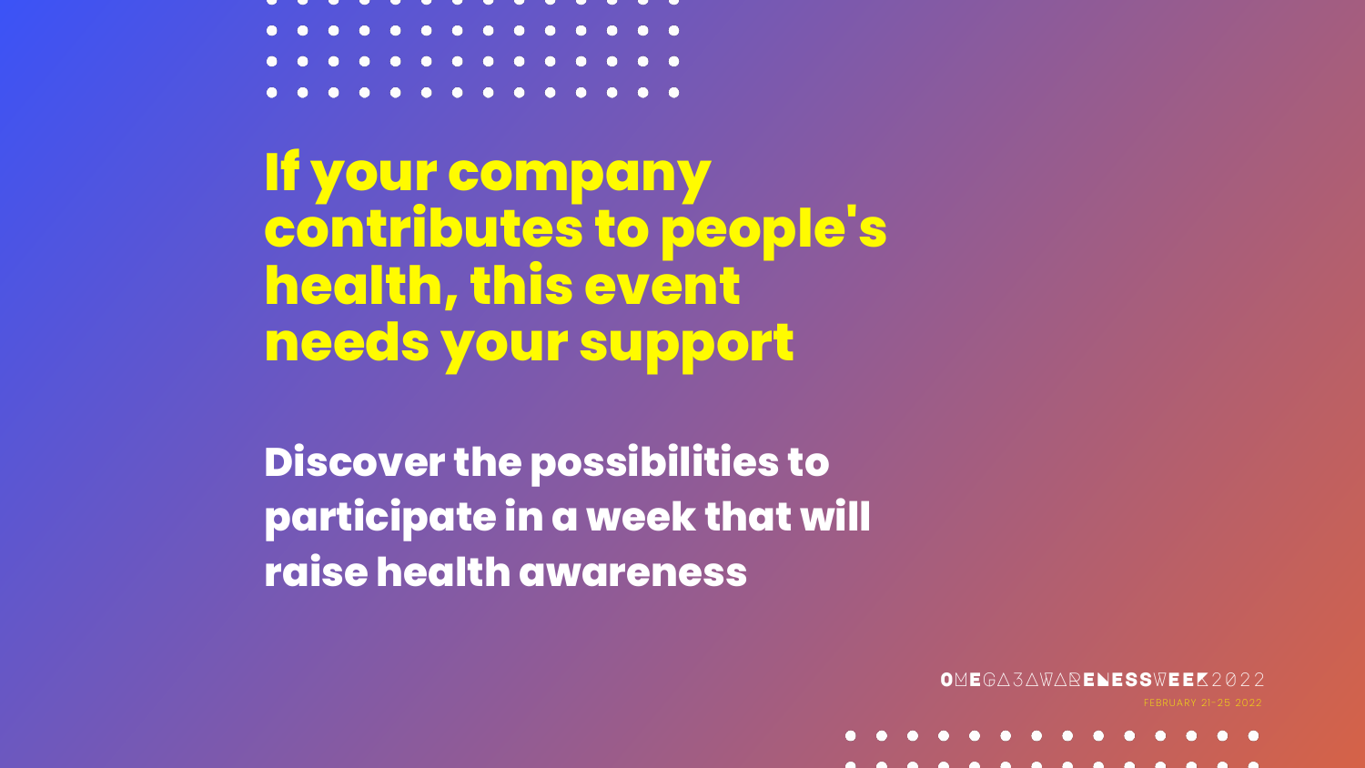# If your company contributes to people's health, this event needs your support

**Discover the possibilities to participate in a week that will raise health awareness**

OMEGA3AWARENESSWEEK2022

FEBRUARY 21-25 2022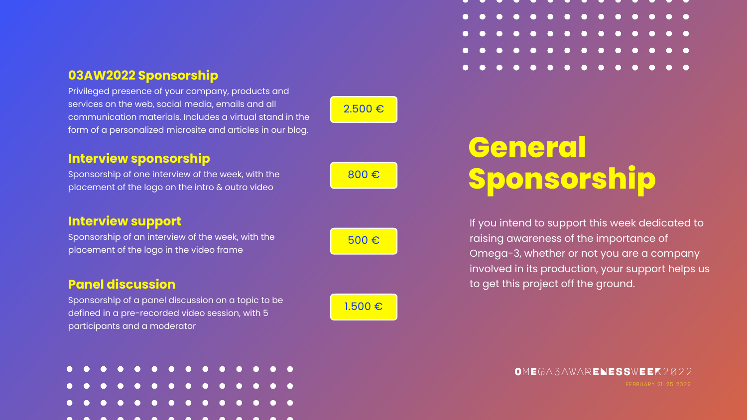# General Sponsorship

If you intend to support this week dedicated to raising awareness of the importance of Omega-3, whether or not you are a company involved in its production, your support helps us to get this project off the ground.

### 03AW2022 Sponsorship

Privileged presence of your company, products and services on the web, social media, emails and all communication materials. Includes a virtual stand in the form of a personalized microsite and articles in our blog.

**2.500 €**

### Interview sponsorship

Sponsorship of one interview of the week, with the placement of the logo on the intro & outro video

**800 €**

### Interview support

Sponsorship of an interview of the week, with the placement of the logo in the video frame

**500 €**

### Panel discussion

Sponsorship of a panel discussion on a topic to be defined in a pre-recorded video session, with 5 participants and a moderator

**1.500 €**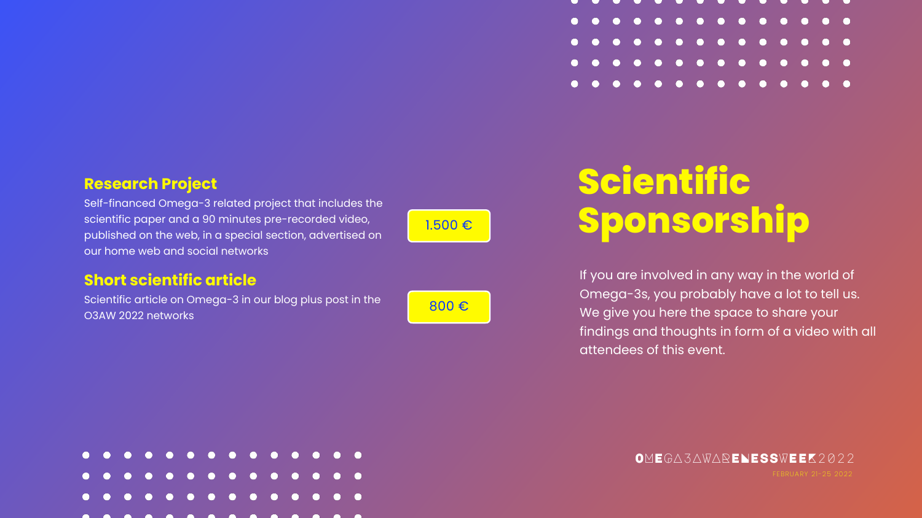# Scientific Sponsorship

If you are involved in any way in the world of Omega-3s, you probably have a lot to tell us. We give you here the space to share your findings and thoughts in form of a video with all attendees of this event.

## Research Project

Self-financed Omega-3 related project that includes the scientific paper and a 90 minutes pre-recorded video, published on the web, in a special section, advertised on our home web and social networks

1.500 €

## Short scientific article

Scientific article on Omega-3 in our blog plus post in the O3AW 2022 networks

800 €

OMEGA3AWARENESSWEEK2022

FEBRUARY 21-25 2022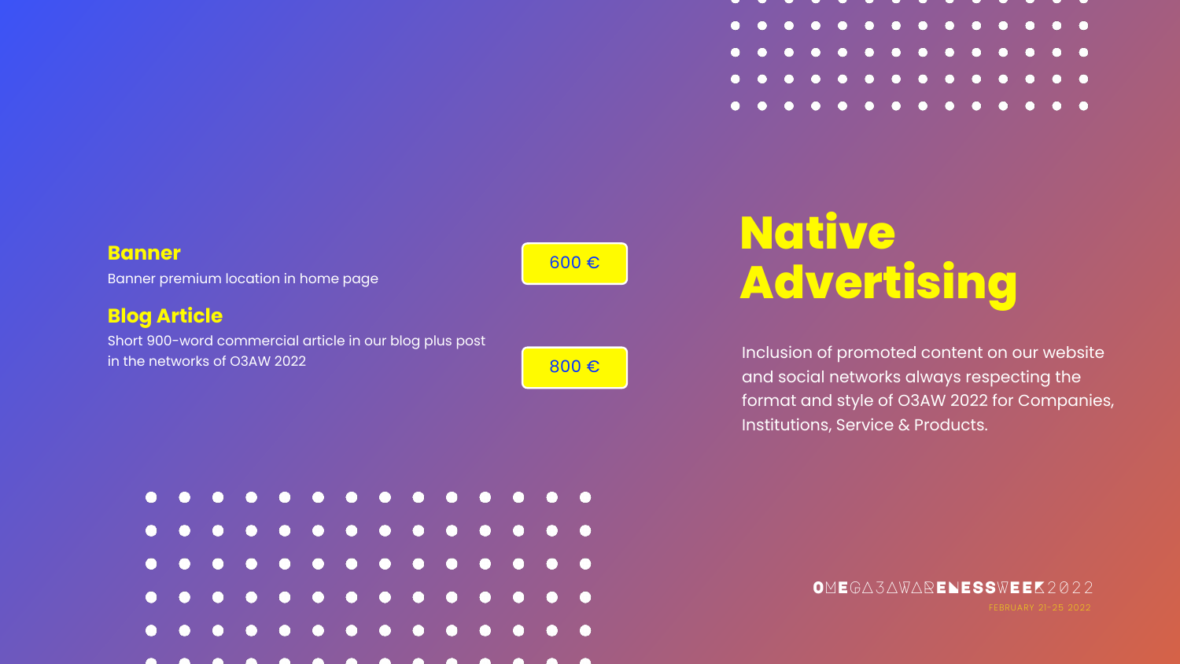# Native Advertising

Inclusion of promoted content on our website and social networks always respecting the format and style of O3AW 2022 for Companies, Institutions, Service & Products.

**Banner**

Banner premium location in home page

600 €

**Blog Article**

Short 900-word commercial article in our blog plus post in the networks of O3AW 2022

800 €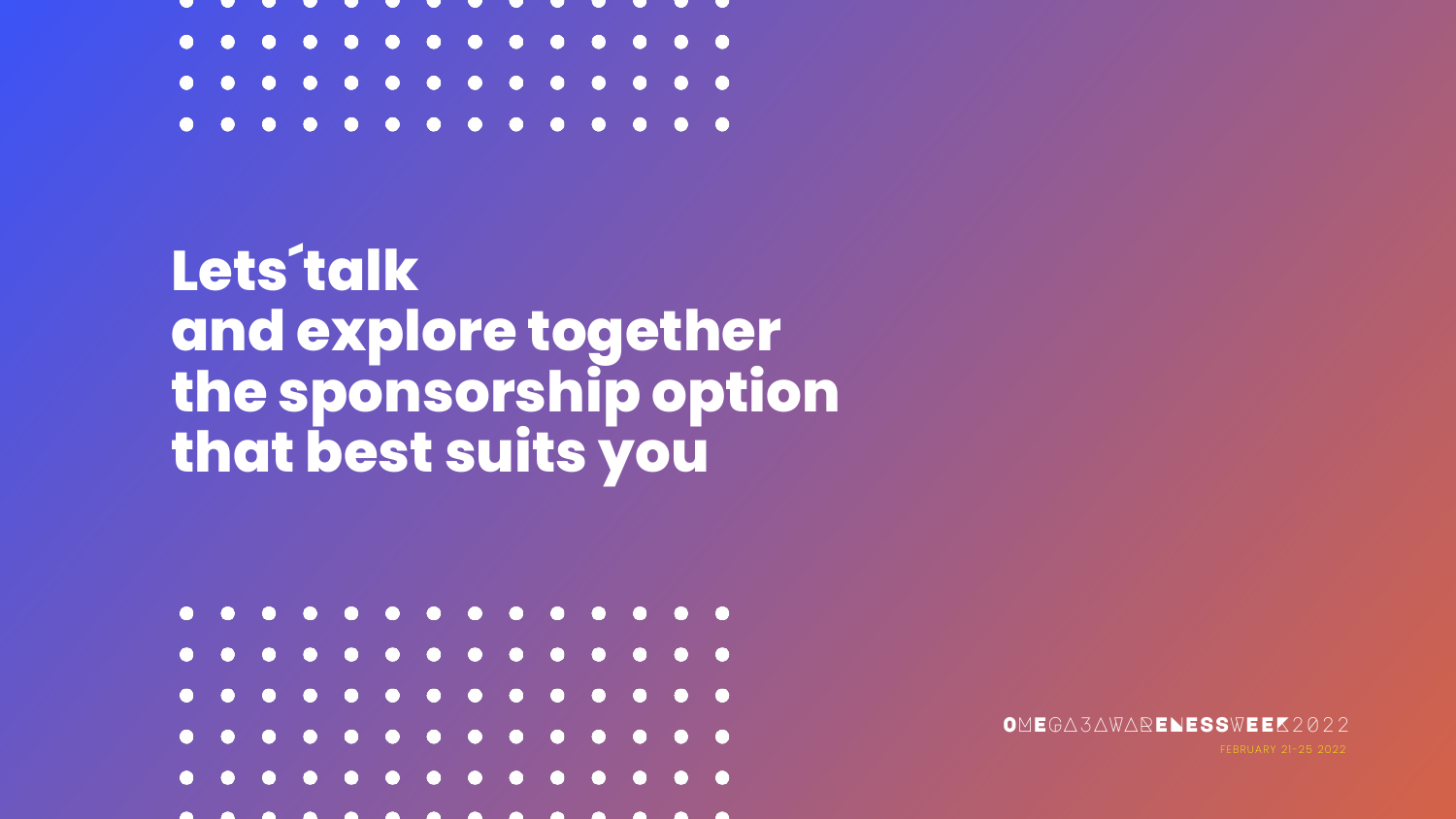# Lets´talk and explore together the sponsorship option that best suits you

OMEGA3AWARENESSWEEK2022

FEBRUARY 21-25 2022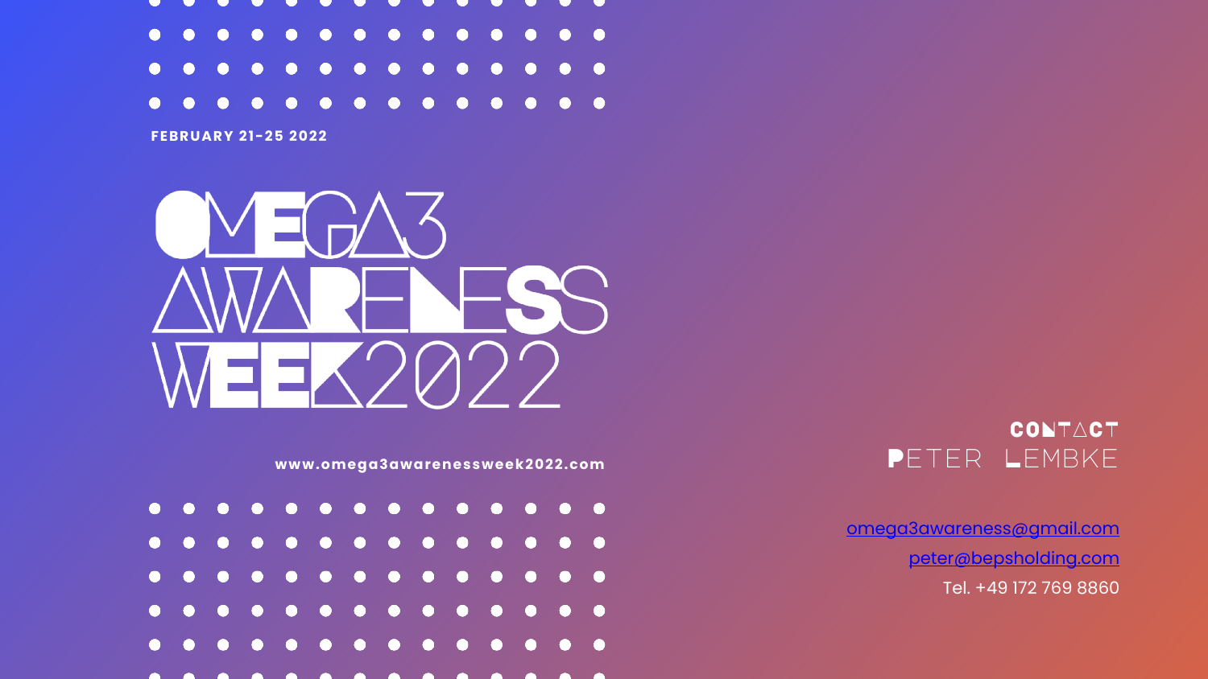**FEBRUARY 21-25 2022**

# OMEGA3 AWARENESS WEEK 2022

**www.omega3awarenessweek2022.com**

## CONTACT
## PETER LEMBKE

omega3awareness@gmail.com

peter@bepsholding.com

Tel. +49 172 769 8860